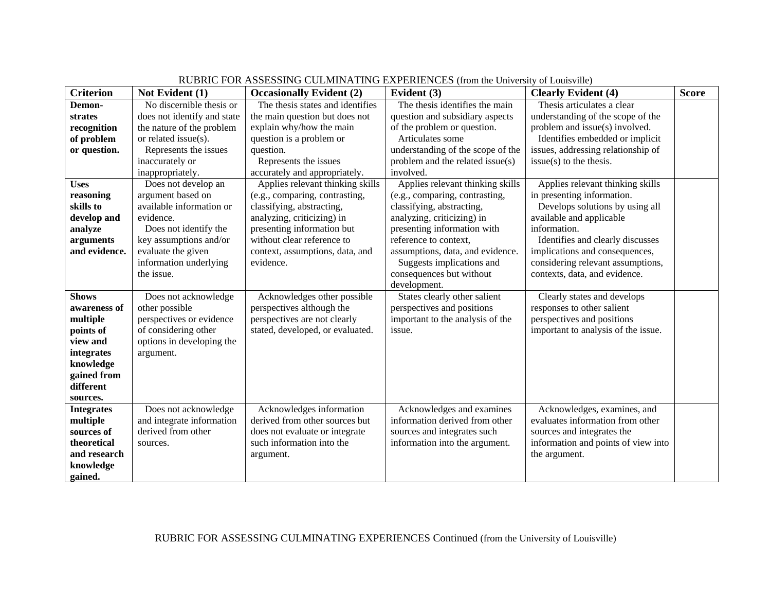RUBRIC FOR ASSESSING CULMINATING EXPERIENCES (from the University of Louisville)

| Criterion | Not Evident (1) | Occasionally Evident (2) | Evident (3) | Clearly Evident (4) | Score |
|---|---|---|---|---|---|
| **Demonstrates recognition of problem or question.** | No discernible thesis or does not identify and state the nature of the problem or related issue(s). Represents the issues inaccurately or inappropriately. | The thesis states and identifies the main question but does not explain why/how the main question is a problem or question. Represents the issues accurately and appropriately. | The thesis identifies the main question and subsidiary aspects of the problem or question. Articulates some understanding of the scope of the problem and the related issue(s) involved. | Thesis articulates a clear understanding of the scope of the problem and issue(s) involved. Identifies embedded or implicit issues, addressing relationship of issue(s) to the thesis. | |
| **Uses reasoning skills to develop and analyze arguments and evidence.** | Does not develop an argument based on available information or evidence. Does not identify the key assumptions and/or evaluate the given information underlying the issue. | Applies relevant thinking skills (e.g., comparing, contrasting, classifying, abstracting, analyzing, criticizing) in presenting information but without clear reference to context, assumptions, data, and evidence. | Applies relevant thinking skills (e.g., comparing, contrasting, classifying, abstracting, analyzing, criticizing) in presenting information with reference to context, assumptions, data, and evidence. Suggests implications and consequences but without development. | Applies relevant thinking skills in presenting information. Develops solutions by using all available and applicable information. Identifies and clearly discusses implications and consequences, considering relevant assumptions, contexts, data, and evidence. | |
| **Shows awareness of multiple points of view and integrates knowledge gained from different sources.** | Does not acknowledge other possible perspectives or evidence of considering other options in developing the argument. | Acknowledges other possible perspectives although the perspectives are not clearly stated, developed, or evaluated. | States clearly other salient perspectives and positions important to the analysis of the issue. | Clearly states and develops responses to other salient perspectives and positions important to analysis of the issue. | |
| **Integrates multiple sources of theoretical and research knowledge gained.** | Does not acknowledge and integrate information derived from other sources. | Acknowledges information derived from other sources but does not evaluate or integrate such information into the argument. | Acknowledges and examines information derived from other sources and integrates such information into the argument. | Acknowledges, examines, and evaluates information from other sources and integrates the information and points of view into the argument. | |

RUBRIC FOR ASSESSING CULMINATING EXPERIENCES Continued (from the University of Louisville)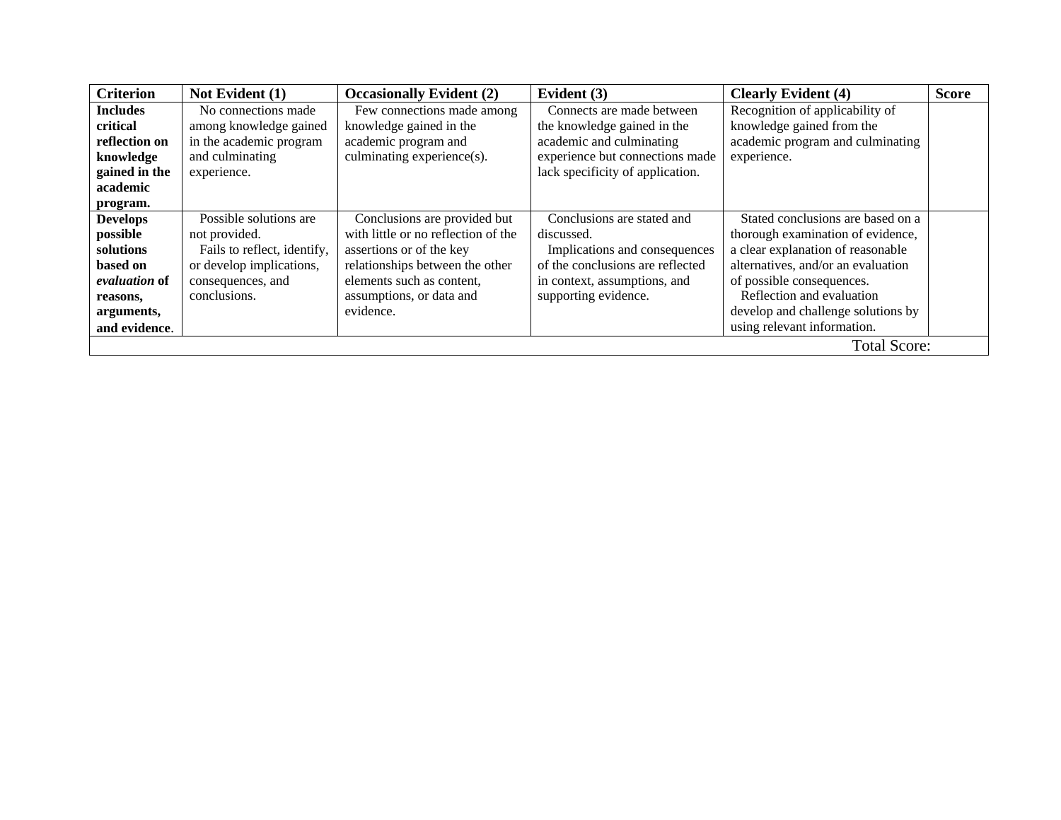| Criterion | Not Evident (1) | Occasionally Evident (2) | Evident (3) | Clearly Evident (4) | Score |
|---|---|---|---|---|---|
| **Includes critical reflection on knowledge gained in the academic program.** | No connections made among knowledge gained in the academic program and culminating experience. | Few connections made among knowledge gained in the academic program and culminating experience(s). | Connects are made between the knowledge gained in the academic and culminating experience but connections made lack specificity of application. | Recognition of applicability of knowledge gained from the academic program and culminating experience. | |
| **Develops possible solutions based on *evaluation* of reasons, arguments, and evidence**. | Possible solutions are not provided. Fails to reflect, identify, or develop implications, consequences, and conclusions. | Conclusions are provided but with little or no reflection of the assertions or of the key relationships between the other elements such as content, assumptions, or data and evidence. | Conclusions are stated and discussed. Implications and consequences of the conclusions are reflected in context, assumptions, and supporting evidence. | Stated conclusions are based on a thorough examination of evidence, a clear explanation of reasonable alternatives, and/or an evaluation of possible consequences. Reflection and evaluation develop and challenge solutions by using relevant information. | |
| | | | | Total Score: | |